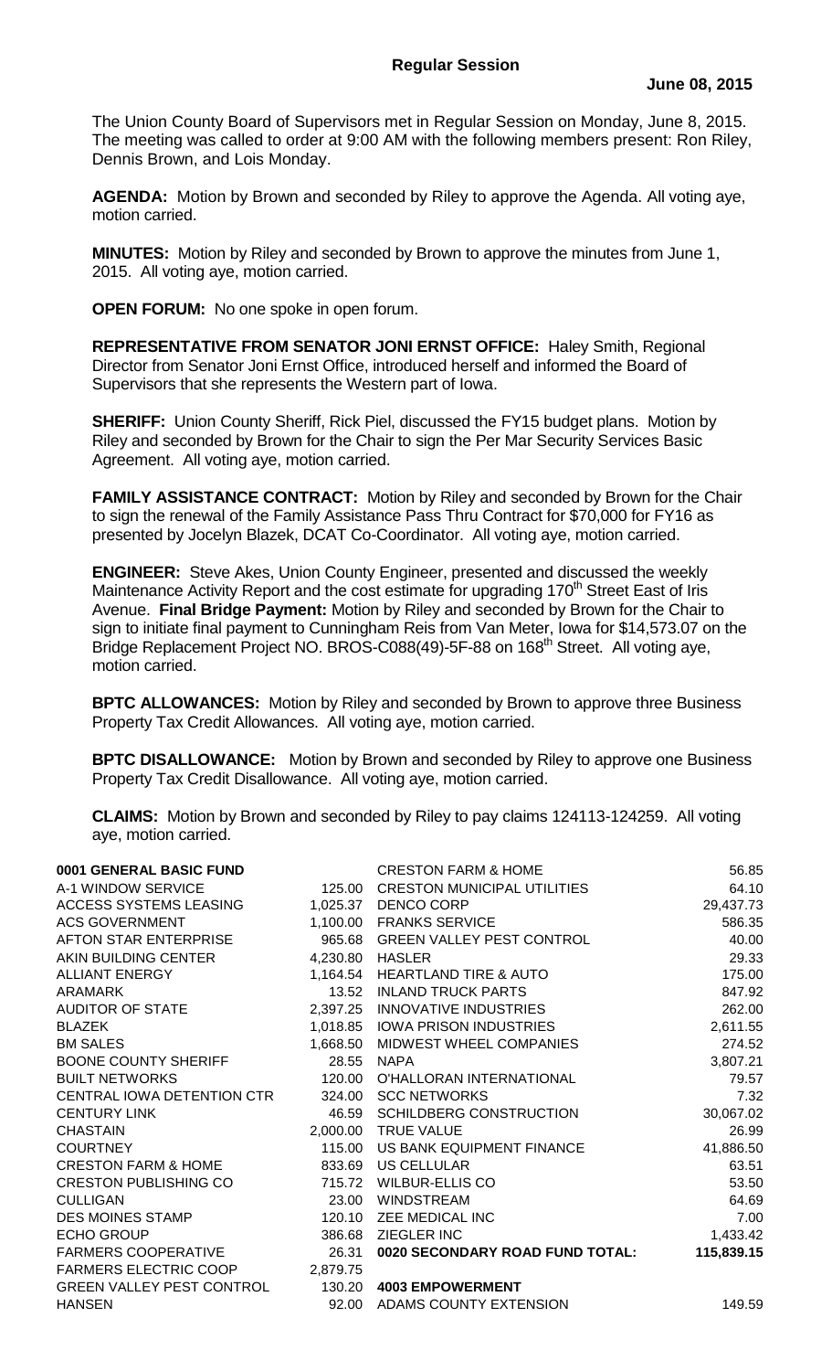## Regular Session

**June 08, 2015**

The Union County Board of Supervisors met in Regular Session on Monday, June 8, 2015. The meeting was called to order at 9:00 AM with the following members present: Ron Riley, Dennis Brown, and Lois Monday.

**AGENDA:** Motion by Brown and seconded by Riley to approve the Agenda. All voting aye, motion carried.

**MINUTES:** Motion by Riley and seconded by Brown to approve the minutes from June 1, 2015. All voting aye, motion carried.

**OPEN FORUM:** No one spoke in open forum.

**REPRESENTATIVE FROM SENATOR JONI ERNST OFFICE:** Haley Smith, Regional Director from Senator Joni Ernst Office, introduced herself and informed the Board of Supervisors that she represents the Western part of Iowa.

**SHERIFF:** Union County Sheriff, Rick Piel, discussed the FY15 budget plans. Motion by Riley and seconded by Brown for the Chair to sign the Per Mar Security Services Basic Agreement. All voting aye, motion carried.

**FAMILY ASSISTANCE CONTRACT:** Motion by Riley and seconded by Brown for the Chair to sign the renewal of the Family Assistance Pass Thru Contract for $70,000 for FY16 as presented by Jocelyn Blazek, DCAT Co-Coordinator. All voting aye, motion carried.

**ENGINEER:** Steve Akes, Union County Engineer, presented and discussed the weekly Maintenance Activity Report and the cost estimate for upgrading 170th Street East of Iris Avenue. **Final Bridge Payment:** Motion by Riley and seconded by Brown for the Chair to sign to initiate final payment to Cunningham Reis from Van Meter, Iowa for $14,573.07 on the Bridge Replacement Project NO. BROS-C088(49)-5F-88 on 168th Street. All voting aye, motion carried.

**BPTC ALLOWANCES:** Motion by Riley and seconded by Brown to approve three Business Property Tax Credit Allowances. All voting aye, motion carried.

**BPTC DISALLOWANCE:** Motion by Brown and seconded by Riley to approve one Business Property Tax Credit Disallowance. All voting aye, motion carried.

**CLAIMS:** Motion by Brown and seconded by Riley to pay claims 124113-124259. All voting aye, motion carried.

| | |
|---|---|
| **0001 GENERAL BASIC FUND** | |
| A-1 WINDOW SERVICE | 125.00 |
| ACCESS SYSTEMS LEASING | 1,025.37 |
| ACS GOVERNMENT | 1,100.00 |
| AFTON STAR ENTERPRISE | 965.68 |
| AKIN BUILDING CENTER | 4,230.80 |
| ALLIANT ENERGY | 1,164.54 |
| ARAMARK | 13.52 |
| AUDITOR OF STATE | 2,397.25 |
| BLAZEK | 1,018.85 |
| BM SALES | 1,668.50 |
| BOONE COUNTY SHERIFF | 28.55 |
| BUILT NETWORKS | 120.00 |
| CENTRAL IOWA DETENTION CTR | 324.00 |
| CENTURY LINK | 46.59 |
| CHASTAIN | 2,000.00 |
| COURTNEY | 115.00 |
| CRESTON FARM & HOME | 833.69 |
| CRESTON PUBLISHING CO | 715.72 |
| CULLIGAN | 23.00 |
| DES MOINES STAMP | 120.10 |
| ECHO GROUP | 386.68 |
| FARMERS COOPERATIVE | 26.31 |
| FARMERS ELECTRIC COOP | 2,879.75 |
| GREEN VALLEY PEST CONTROL | 130.20 |
| HANSEN | 92.00 |
| CRESTON FARM & HOME | 56.85 |
| CRESTON MUNICIPAL UTILITIES | 64.10 |
| DENCO CORP | 29,437.73 |
| FRANKS SERVICE | 586.35 |
| GREEN VALLEY PEST CONTROL | 40.00 |
| HASLER | 29.33 |
| HEARTLAND TIRE & AUTO | 175.00 |
| INLAND TRUCK PARTS | 847.92 |
| INNOVATIVE INDUSTRIES | 262.00 |
| IOWA PRISON INDUSTRIES | 2,611.55 |
| MIDWEST WHEEL COMPANIES | 274.52 |
| NAPA | 3,807.21 |
| O'HALLORAN INTERNATIONAL | 79.57 |
| SCC NETWORKS | 7.32 |
| SCHILDBERG CONSTRUCTION | 30,067.02 |
| TRUE VALUE | 26.99 |
| US BANK EQUIPMENT FINANCE | 41,886.50 |
| US CELLULAR | 63.51 |
| WILBUR-ELLIS CO | 53.50 |
| WINDSTREAM | 64.69 |
| ZEE MEDICAL INC | 7.00 |
| ZIEGLER INC | 1,433.42 |
| **0020 SECONDARY ROAD FUND TOTAL:** | **115,839.15** |
| **4003 EMPOWERMENT** | |
| ADAMS COUNTY EXTENSION | 149.59 |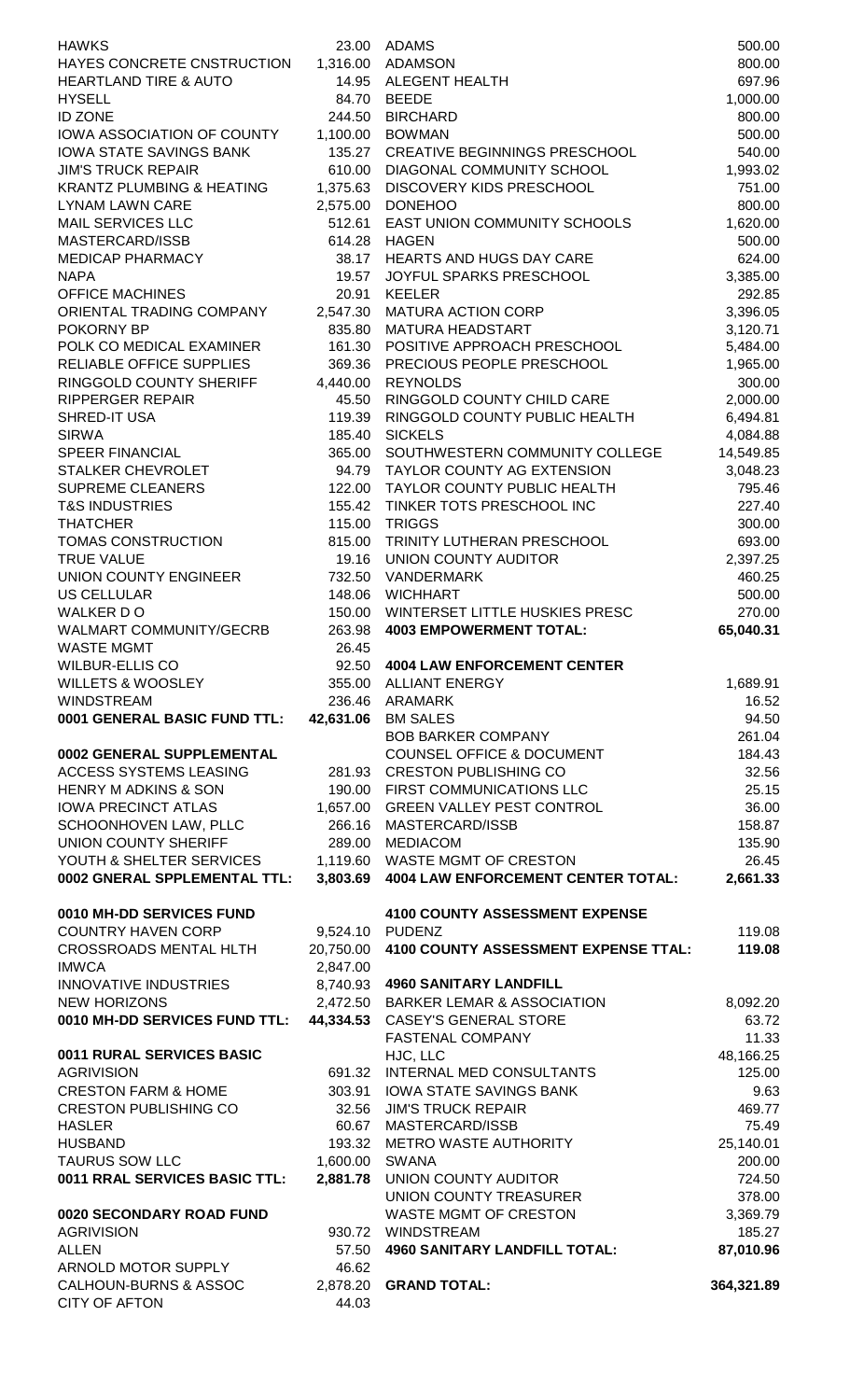| | |
|---|---|
| HAWKS | 23.00 |
| HAYES CONCRETE CNSTRUCTION | 1,316.00 |
| HEARTLAND TIRE & AUTO | 14.95 |
| HYSELL | 84.70 |
| ID ZONE | 244.50 |
| IOWA ASSOCIATION OF COUNTY | 1,100.00 |
| IOWA STATE SAVINGS BANK | 135.27 |
| JIM'S TRUCK REPAIR | 610.00 |
| KRANTZ PLUMBING & HEATING | 1,375.63 |
| LYNAM LAWN CARE | 2,575.00 |
| MAIL SERVICES LLC | 512.61 |
| MASTERCARD/ISSB | 614.28 |
| MEDICAP PHARMACY | 38.17 |
| NAPA | 19.57 |
| OFFICE MACHINES | 20.91 |
| ORIENTAL TRADING COMPANY | 2,547.30 |
| POKORNY BP | 835.80 |
| POLK CO MEDICAL EXAMINER | 161.30 |
| RELIABLE OFFICE SUPPLIES | 369.36 |
| RINGGOLD COUNTY SHERIFF | 4,440.00 |
| RIPPERGER REPAIR | 45.50 |
| SHRED-IT USA | 119.39 |
| SIRWA | 185.40 |
| SPEER FINANCIAL | 365.00 |
| STALKER CHEVROLET | 94.79 |
| SUPREME CLEANERS | 122.00 |
| T&S INDUSTRIES | 155.42 |
| THATCHER | 115.00 |
| TOMAS CONSTRUCTION | 815.00 |
| TRUE VALUE | 19.16 |
| UNION COUNTY ENGINEER | 732.50 |
| US CELLULAR | 148.06 |
| WALKER D O | 150.00 |
| WALMART COMMUNITY/GECRB | 263.98 |
| WASTE MGMT | 26.45 |
| WILBUR-ELLIS CO | 92.50 |
| WILLETS & WOOSLEY | 355.00 |
| WINDSTREAM | 236.46 |
| **0001 GENERAL BASIC FUND TTL:** | **42,631.06** |

| | |
|---|---|
| **0002 GENERAL SUPPLEMENTAL** | |
| ACCESS SYSTEMS LEASING | 281.93 |
| HENRY M ADKINS & SON | 190.00 |
| IOWA PRECINCT ATLAS | 1,657.00 |
| SCHOONHOVEN LAW, PLLC | 266.16 |
| UNION COUNTY SHERIFF | 289.00 |
| YOUTH & SHELTER SERVICES | 1,119.60 |
| **0002 GNERAL SPPLEMENTAL TTL:** | **3,803.69** |

| | |
|---|---|
| **0010 MH-DD SERVICES FUND** | |
| COUNTRY HAVEN CORP | 9,524.10 |
| CROSSROADS MENTAL HLTH | 20,750.00 |
| IMWCA | 2,847.00 |
| INNOVATIVE INDUSTRIES | 8,740.93 |
| NEW HORIZONS | 2,472.50 |
| **0010 MH-DD SERVICES FUND TTL:** | **44,334.53** |

| | |
|---|---|
| **0011 RURAL SERVICES BASIC** | |
| AGRIVISION | 691.32 |
| CRESTON FARM & HOME | 303.91 |
| CRESTON PUBLISHING CO | 32.56 |
| HASLER | 60.67 |
| HUSBAND | 193.32 |
| TAURUS SOW LLC | 1,600.00 |
| **0011 RRAL SERVICES BASIC TTL:** | **2,881.78** |

| | |
|---|---|
| **0020 SECONDARY ROAD FUND** | |
| AGRIVISION | 930.72 |
| ALLEN | 57.50 |
| ARNOLD MOTOR SUPPLY | 46.62 |
| CALHOUN-BURNS & ASSOC | 2,878.20 |
| CITY OF AFTON | 44.03 |

| | |
|---|---|
| ADAMS | 500.00 |
| ADAMSON | 800.00 |
| ALEGENT HEALTH | 697.96 |
| BEEDE | 1,000.00 |
| BIRCHARD | 800.00 |
| BOWMAN | 500.00 |
| CREATIVE BEGINNINGS PRESCHOOL | 540.00 |
| DIAGONAL COMMUNITY SCHOOL | 1,993.02 |
| DISCOVERY KIDS PRESCHOOL | 751.00 |
| DONEHOO | 800.00 |
| EAST UNION COMMUNITY SCHOOLS | 1,620.00 |
| HAGEN | 500.00 |
| HEARTS AND HUGS DAY CARE | 624.00 |
| JOYFUL SPARKS PRESCHOOL | 3,385.00 |
| KEELER | 292.85 |
| MATURA ACTION CORP | 3,396.05 |
| MATURA HEADSTART | 3,120.71 |
| POSITIVE APPROACH PRESCHOOL | 5,484.00 |
| PRECIOUS PEOPLE PRESCHOOL | 1,965.00 |
| REYNOLDS | 300.00 |
| RINGGOLD COUNTY CHILD CARE | 2,000.00 |
| RINGGOLD COUNTY PUBLIC HEALTH | 6,494.81 |
| SICKELS | 4,084.88 |
| SOUTHWESTERN COMMUNITY COLLEGE | 14,549.85 |
| TAYLOR COUNTY AG EXTENSION | 3,048.23 |
| TAYLOR COUNTY PUBLIC HEALTH | 795.46 |
| TINKER TOTS PRESCHOOL INC | 227.40 |
| TRIGGS | 300.00 |
| TRINITY LUTHERAN PRESCHOOL | 693.00 |
| UNION COUNTY AUDITOR | 2,397.25 |
| VANDERMARK | 460.25 |
| WICHHART | 500.00 |
| WINTERSET LITTLE HUSKIES PRESC | 270.00 |
| **4003 EMPOWERMENT TOTAL:** | **65,040.31** |

| | |
|---|---|
| **4004 LAW ENFORCEMENT CENTER** | |
| ALLIANT ENERGY | 1,689.91 |
| ARAMARK | 16.52 |
| BM SALES | 94.50 |
| BOB BARKER COMPANY | 261.04 |
| COUNSEL OFFICE & DOCUMENT | 184.43 |
| CRESTON PUBLISHING CO | 32.56 |
| FIRST COMMUNICATIONS LLC | 25.15 |
| GREEN VALLEY PEST CONTROL | 36.00 |
| MASTERCARD/ISSB | 158.87 |
| MEDIACOM | 135.90 |
| WASTE MGMT OF CRESTON | 26.45 |
| **4004 LAW ENFORCEMENT CENTER TOTAL:** | **2,661.33** |

| | |
|---|---|
| **4100 COUNTY ASSESSMENT EXPENSE** | |
| PUDENZ | 119.08 |
| **4100 COUNTY ASSESSMENT EXPENSE TTAL:** | **119.08** |

| | |
|---|---|
| **4960 SANITARY LANDFILL** | |
| BARKER LEMAR & ASSOCIATION | 8,092.20 |
| CASEY'S GENERAL STORE | 63.72 |
| FASTENAL COMPANY | 11.33 |
| HJC, LLC | 48,166.25 |
| INTERNAL MED CONSULTANTS | 125.00 |
| IOWA STATE SAVINGS BANK | 9.63 |
| JIM'S TRUCK REPAIR | 469.77 |
| MASTERCARD/ISSB | 75.49 |
| METRO WASTE AUTHORITY | 25,140.01 |
| SWANA | 200.00 |
| UNION COUNTY AUDITOR | 724.50 |
| UNION COUNTY TREASURER | 378.00 |
| WASTE MGMT OF CRESTON | 3,369.79 |
| WINDSTREAM | 185.27 |
| **4960 SANITARY LANDFILL TOTAL:** | **87,010.96** |

| | |
|---|---|
| **GRAND TOTAL:** | **364,321.89** |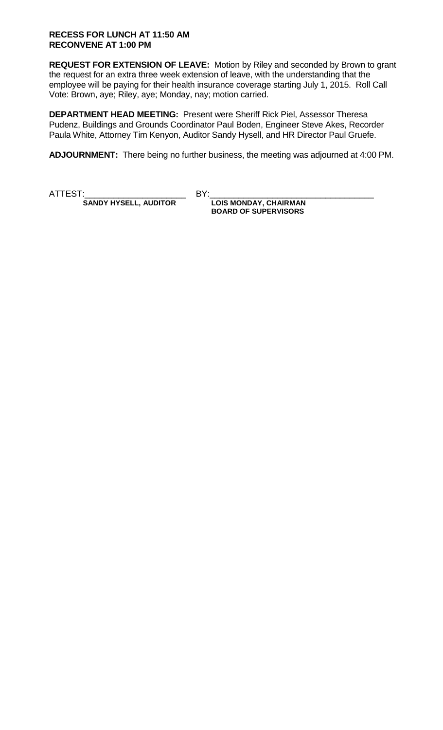**RECESS FOR LUNCH AT 11:50 AM**
**RECONVENE AT 1:00 PM**

**REQUEST FOR EXTENSION OF LEAVE:** Motion by Riley and seconded by Brown to grant the request for an extra three week extension of leave, with the understanding that the employee will be paying for their health insurance coverage starting July 1, 2015. Roll Call Vote: Brown, aye; Riley, aye; Monday, nay; motion carried.

**DEPARTMENT HEAD MEETING:** Present were Sheriff Rick Piel, Assessor Theresa Pudenz, Buildings and Grounds Coordinator Paul Boden, Engineer Steve Akes, Recorder Paula White, Attorney Tim Kenyon, Auditor Sandy Hysell, and HR Director Paul Gruefe.

**ADJOURNMENT:** There being no further business, the meeting was adjourned at 4:00 PM.

ATTEST:_____________________ BY:_________________________________

**SANDY HYSELL, AUDITOR**

**LOIS MONDAY, CHAIRMAN**
**BOARD OF SUPERVISORS**